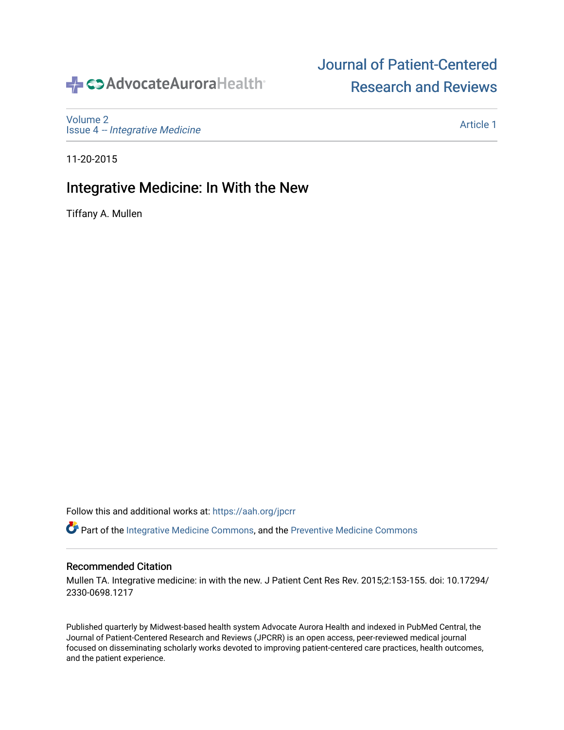AdvocateAuroraHealth

Journal of Patient-Centered Research and Reviews

Volume 2
Issue 4 -- *Integrative Medicine*

Article 1

11-20-2015

# Integrative Medicine: In With the New

Tiffany A. Mullen

Follow this and additional works at: https://aah.org/jpcrr

Part of the Integrative Medicine Commons, and the Preventive Medicine Commons

## Recommended Citation

Mullen TA. Integrative medicine: in with the new. J Patient Cent Res Rev. 2015;2:153-155. doi: 10.17294/2330-0698.1217

Published quarterly by Midwest-based health system Advocate Aurora Health and indexed in PubMed Central, the Journal of Patient-Centered Research and Reviews (JPCRR) is an open access, peer-reviewed medical journal focused on disseminating scholarly works devoted to improving patient-centered care practices, health outcomes, and the patient experience.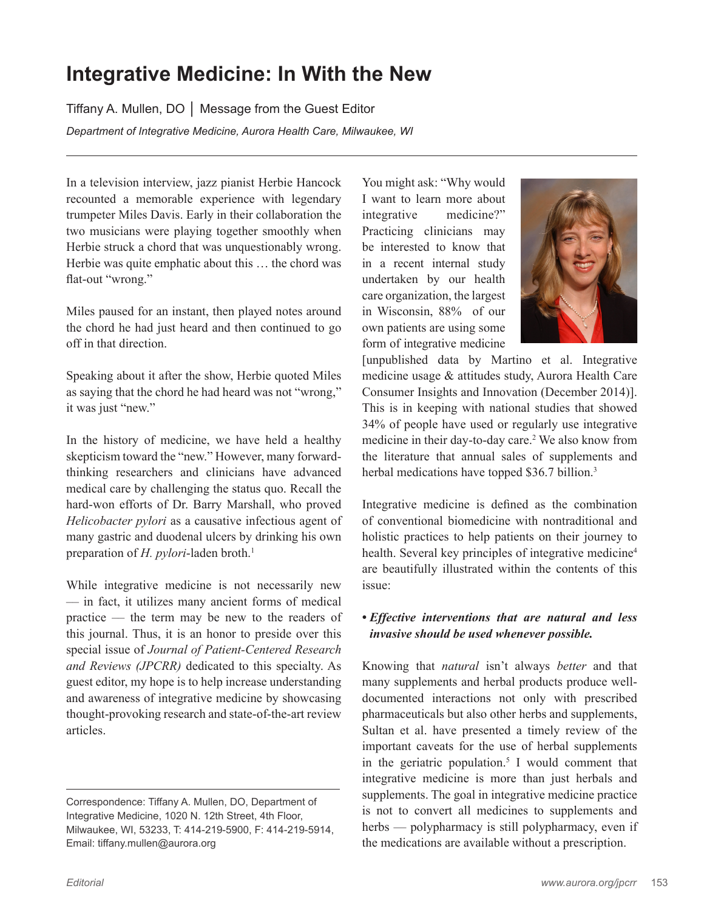# Integrative Medicine: In With the New

Tiffany A. Mullen, DO | Message from the Guest Editor

*Department of Integrative Medicine, Aurora Health Care, Milwaukee, WI*

In a television interview, jazz pianist Herbie Hancock recounted a memorable experience with legendary trumpeter Miles Davis. Early in their collaboration the two musicians were playing together smoothly when Herbie struck a chord that was unquestionably wrong. Herbie was quite emphatic about this … the chord was flat-out "wrong."

Miles paused for an instant, then played notes around the chord he had just heard and then continued to go off in that direction.

Speaking about it after the show, Herbie quoted Miles as saying that the chord he had heard was not "wrong," it was just "new."

In the history of medicine, we have held a healthy skepticism toward the "new." However, many forward-thinking researchers and clinicians have advanced medical care by challenging the status quo. Recall the hard-won efforts of Dr. Barry Marshall, who proved *Helicobacter pylori* as a causative infectious agent of many gastric and duodenal ulcers by drinking his own preparation of *H. pylori*-laden broth.[1]

While integrative medicine is not necessarily new — in fact, it utilizes many ancient forms of medical practice — the term may be new to the readers of this journal. Thus, it is an honor to preside over this special issue of *Journal of Patient-Centered Research and Reviews (JPCRR)* dedicated to this specialty. As guest editor, my hope is to help increase understanding and awareness of integrative medicine by showcasing thought-provoking research and state-of-the-art review articles.

You might ask: "Why would I want to learn more about integrative medicine?" Practicing clinicians may be interested to know that in a recent internal study undertaken by our health care organization, the largest in Wisconsin, 88% of our own patients are using some form of integrative medicine [unpublished data by Martino et al. Integrative medicine usage & attitudes study, Aurora Health Care Consumer Insights and Innovation (December 2014)]. This is in keeping with national studies that showed 34% of people have used or regularly use integrative medicine in their day-to-day care.[2] We also know from the literature that annual sales of supplements and herbal medications have topped $36.7 billion.[3]

Integrative medicine is defined as the combination of conventional biomedicine with nontraditional and holistic practices to help patients on their journey to health. Several key principles of integrative medicine[4] are beautifully illustrated within the contents of this issue:

- ***Effective interventions that are natural and less invasive should be used whenever possible.***

Knowing that *natural* isn't always *better* and that many supplements and herbal products produce well-documented interactions not only with prescribed pharmaceuticals but also other herbs and supplements, Sultan et al. have presented a timely review of the important caveats for the use of herbal supplements in the geriatric population.[5] I would comment that integrative medicine is more than just herbals and supplements. The goal in integrative medicine practice is not to convert all medicines to supplements and herbs — polypharmacy is still polypharmacy, even if the medications are available without a prescription.

Correspondence: Tiffany A. Mullen, DO, Department of Integrative Medicine, 1020 N. 12th Street, 4th Floor, Milwaukee, WI, 53233, T: 414-219-5900, F: 414-219-5914, Email: tiffany.mullen@aurora.org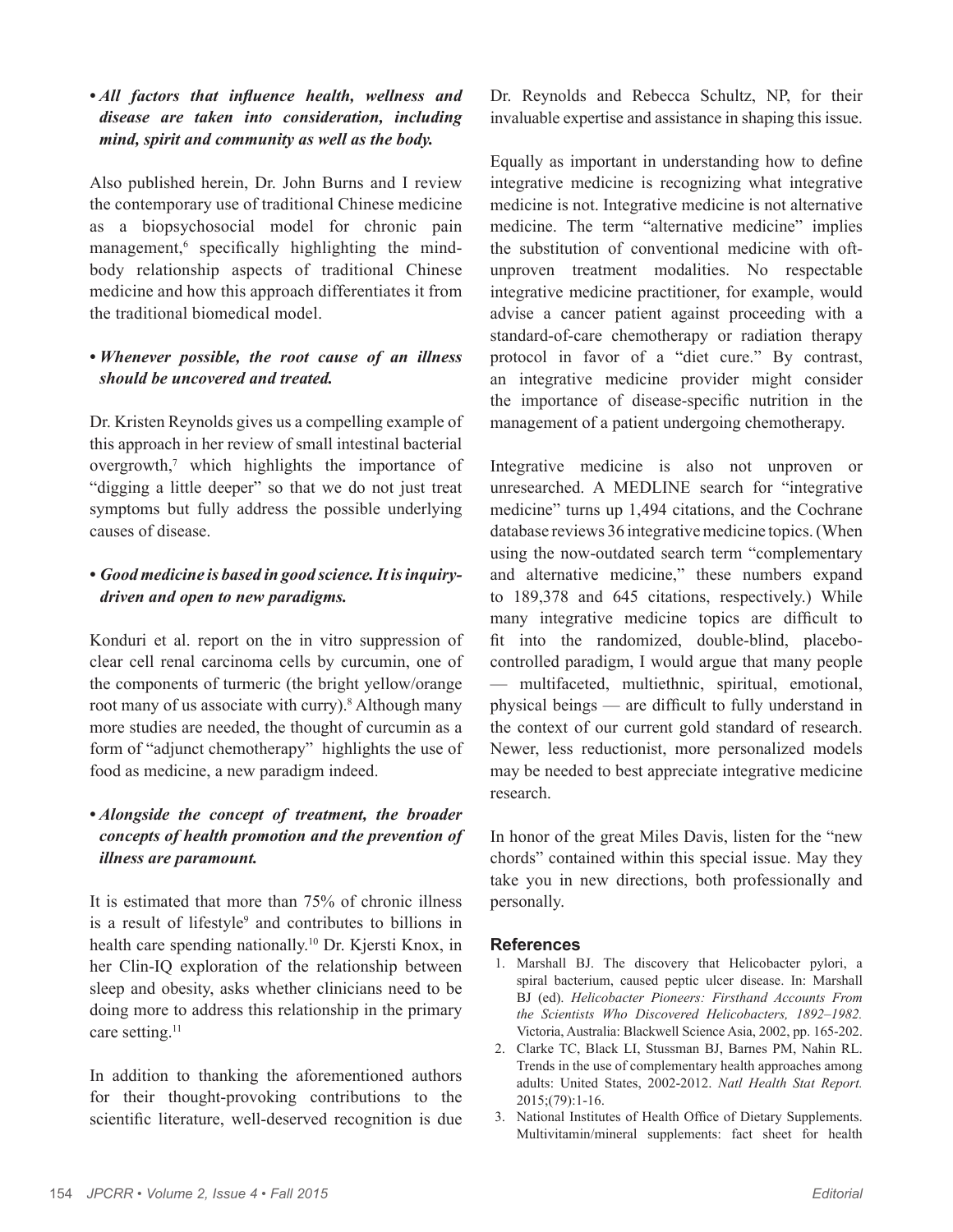- ***All factors that influence health, wellness and disease are taken into consideration, including mind, spirit and community as well as the body.***

Also published herein, Dr. John Burns and I review the contemporary use of traditional Chinese medicine as a biopsychosocial model for chronic pain management,[6] specifically highlighting the mind-body relationship aspects of traditional Chinese medicine and how this approach differentiates it from the traditional biomedical model.

- ***Whenever possible, the root cause of an illness should be uncovered and treated.***

Dr. Kristen Reynolds gives us a compelling example of this approach in her review of small intestinal bacterial overgrowth,[7] which highlights the importance of "digging a little deeper" so that we do not just treat symptoms but fully address the possible underlying causes of disease.

- ***Good medicine is based in good science. It is inquiry-driven and open to new paradigms.***

Konduri et al. report on the in vitro suppression of clear cell renal carcinoma cells by curcumin, one of the components of turmeric (the bright yellow/orange root many of us associate with curry).[8] Although many more studies are needed, the thought of curcumin as a form of "adjunct chemotherapy" highlights the use of food as medicine, a new paradigm indeed.

- ***Alongside the concept of treatment, the broader concepts of health promotion and the prevention of illness are paramount.***

It is estimated that more than 75% of chronic illness is a result of lifestyle[9] and contributes to billions in health care spending nationally.[10] Dr. Kjersti Knox, in her Clin-IQ exploration of the relationship between sleep and obesity, asks whether clinicians need to be doing more to address this relationship in the primary care setting.[11]

In addition to thanking the aforementioned authors for their thought-provoking contributions to the scientific literature, well-deserved recognition is due Dr. Reynolds and Rebecca Schultz, NP, for their invaluable expertise and assistance in shaping this issue.

Equally as important in understanding how to define integrative medicine is recognizing what integrative medicine is not. Integrative medicine is not alternative medicine. The term "alternative medicine" implies the substitution of conventional medicine with oft-unproven treatment modalities. No respectable integrative medicine practitioner, for example, would advise a cancer patient against proceeding with a standard-of-care chemotherapy or radiation therapy protocol in favor of a "diet cure." By contrast, an integrative medicine provider might consider the importance of disease-specific nutrition in the management of a patient undergoing chemotherapy.

Integrative medicine is also not unproven or unresearched. A MEDLINE search for "integrative medicine" turns up 1,494 citations, and the Cochrane database reviews 36 integrative medicine topics. (When using the now-outdated search term "complementary and alternative medicine," these numbers expand to 189,378 and 645 citations, respectively.) While many integrative medicine topics are difficult to fit into the randomized, double-blind, placebo-controlled paradigm, I would argue that many people — multifaceted, multiethnic, spiritual, emotional, physical beings — are difficult to fully understand in the context of our current gold standard of research. Newer, less reductionist, more personalized models may be needed to best appreciate integrative medicine research.

In honor of the great Miles Davis, listen for the "new chords" contained within this special issue. May they take you in new directions, both professionally and personally.

## References

1. Marshall BJ. The discovery that Helicobacter pylori, a spiral bacterium, caused peptic ulcer disease. In: Marshall BJ (ed). *Helicobacter Pioneers: Firsthand Accounts From the Scientists Who Discovered Helicobacters, 1892–1982.* Victoria, Australia: Blackwell Science Asia, 2002, pp. 165-202.
2. Clarke TC, Black LI, Stussman BJ, Barnes PM, Nahin RL. Trends in the use of complementary health approaches among adults: United States, 2002-2012. *Natl Health Stat Report.* 2015;(79):1-16.
3. National Institutes of Health Office of Dietary Supplements. Multivitamin/mineral supplements: fact sheet for health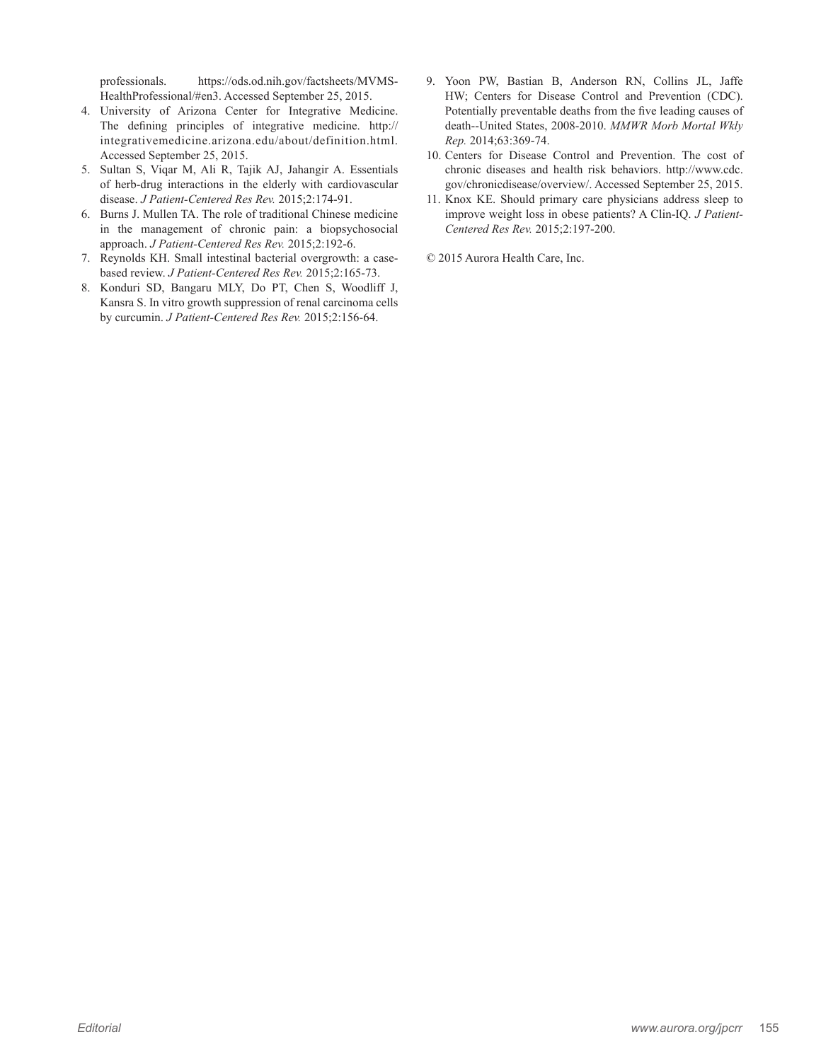professionals. https://ods.od.nih.gov/factsheets/MVMS-HealthProfessional/#en3. Accessed September 25, 2015.

4. University of Arizona Center for Integrative Medicine. The defining principles of integrative medicine. http://integrativemedicine.arizona.edu/about/definition.html. Accessed September 25, 2015.
5. Sultan S, Viqar M, Ali R, Tajik AJ, Jahangir A. Essentials of herb-drug interactions in the elderly with cardiovascular disease. *J Patient-Centered Res Rev.* 2015;2:174-91.
6. Burns J. Mullen TA. The role of traditional Chinese medicine in the management of chronic pain: a biopsychosocial approach. *J Patient-Centered Res Rev.* 2015;2:192-6.
7. Reynolds KH. Small intestinal bacterial overgrowth: a case-based review. *J Patient-Centered Res Rev.* 2015;2:165-73.
8. Konduri SD, Bangaru MLY, Do PT, Chen S, Woodliff J, Kansra S. In vitro growth suppression of renal carcinoma cells by curcumin. *J Patient-Centered Res Rev.* 2015;2:156-64.
9. Yoon PW, Bastian B, Anderson RN, Collins JL, Jaffe HW; Centers for Disease Control and Prevention (CDC). Potentially preventable deaths from the five leading causes of death--United States, 2008-2010. *MMWR Morb Mortal Wkly Rep.* 2014;63:369-74.
10. Centers for Disease Control and Prevention. The cost of chronic diseases and health risk behaviors. http://www.cdc.gov/chronicdisease/overview/. Accessed September 25, 2015.
11. Knox KE. Should primary care physicians address sleep to improve weight loss in obese patients? A Clin-IQ. *J Patient-Centered Res Rev.* 2015;2:197-200.

© 2015 Aurora Health Care, Inc.